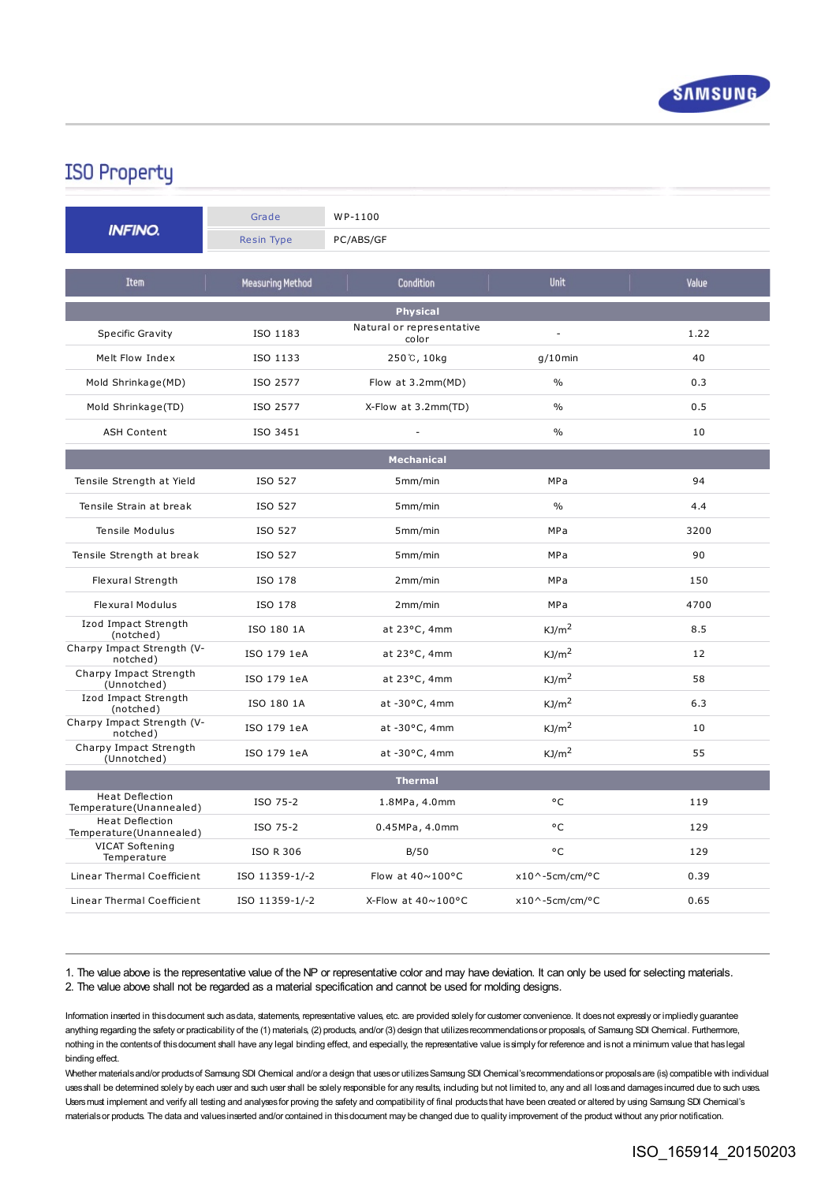SAMSUNG

# ISO Property

| INFINO | Grade | WP-1100 |
|---|---|---|
| | Resin Type | PC/ABS/GF |

| Item | Measuring Method | Condition | Unit | Value |
|---|---|---|---|---|
| **Physical** | | | | |
| Specific Gravity | ISO 1183 | Natural or representative color | - | 1.22 |
| Melt Flow Index | ISO 1133 | 250℃, 10kg | g/10min | 40 |
| Mold Shrinkage(MD) | ISO 2577 | Flow at 3.2mm(MD) | % | 0.3 |
| Mold Shrinkage(TD) | ISO 2577 | X-Flow at 3.2mm(TD) | % | 0.5 |
| ASH Content | ISO 3451 | - | % | 10 |
| **Mechanical** | | | | |
| Tensile Strength at Yield | ISO 527 | 5mm/min | MPa | 94 |
| Tensile Strain at break | ISO 527 | 5mm/min | % | 4.4 |
| Tensile Modulus | ISO 527 | 5mm/min | MPa | 3200 |
| Tensile Strength at break | ISO 527 | 5mm/min | MPa | 90 |
| Flexural Strength | ISO 178 | 2mm/min | MPa | 150 |
| Flexural Modulus | ISO 178 | 2mm/min | MPa | 4700 |
| Izod Impact Strength (notched) | ISO 180 1A | at 23°C, 4mm | $KJ/m^2$ | 8.5 |
| Charpy Impact Strength (V-notched) | ISO 179 1eA | at 23°C, 4mm | $KJ/m^2$ | 12 |
| Charpy Impact Strength (Unnotched) | ISO 179 1eA | at 23°C, 4mm | $KJ/m^2$ | 58 |
| Izod Impact Strength (notched) | ISO 180 1A | at -30°C, 4mm | $KJ/m^2$ | 6.3 |
| Charpy Impact Strength (V-notched) | ISO 179 1eA | at -30°C, 4mm | $KJ/m^2$ | 10 |
| Charpy Impact Strength (Unnotched) | ISO 179 1eA | at -30°C, 4mm | $KJ/m^2$ | 55 |
| **Thermal** | | | | |
| Heat Deflection Temperature(Unannealed) | ISO 75-2 | 1.8MPa, 4.0mm | °C | 119 |
| Heat Deflection Temperature(Unannealed) | ISO 75-2 | 0.45MPa, 4.0mm | °C | 129 |
| VICAT Softening Temperature | ISO R 306 | B/50 | °C | 129 |
| Linear Thermal Coefficient | ISO 11359-1/-2 | Flow at 40~100°C | x10^-5cm/cm/°C | 0.39 |
| Linear Thermal Coefficient | ISO 11359-1/-2 | X-Flow at 40~100°C | x10^-5cm/cm/°C | 0.65 |

1. The value above is the representative value of the NP or representative color and may have deviation. It can only be used for selecting materials.
2. The value above shall not be regarded as a material specification and cannot be used for molding designs.

Information inserted in this document such as data, statements, representative values, etc. are provided solely for customer convenience. It does not expressly or impliedly guarantee anything regarding the safety or practicability of the (1) materials, (2) products, and/or (3) design that utilizes recommendations or proposals, of Samsung SDI Chemical. Furthermore, nothing in the contents of this document shall have any legal binding effect, and especially, the representative value is simply for reference and is not a minimum value that has legal binding effect.

Whether materials and/or products of Samsung SDI Chemical and/or a design that uses or utilizes Samsung SDI Chemical's recommendations or proposals are (is) compatible with individual uses shall be determined solely by each user and such user shall be solely responsible for any results, including but not limited to, any and all loss and damages incurred due to such uses. Users must implement and verify all testing and analyses for proving the safety and compatibility of final products that have been created or altered by using Samsung SDI Chemical's materials or products. The data and values inserted and/or contained in this document may be changed due to quality improvement of the product without any prior notification.

ISO_165914_20150203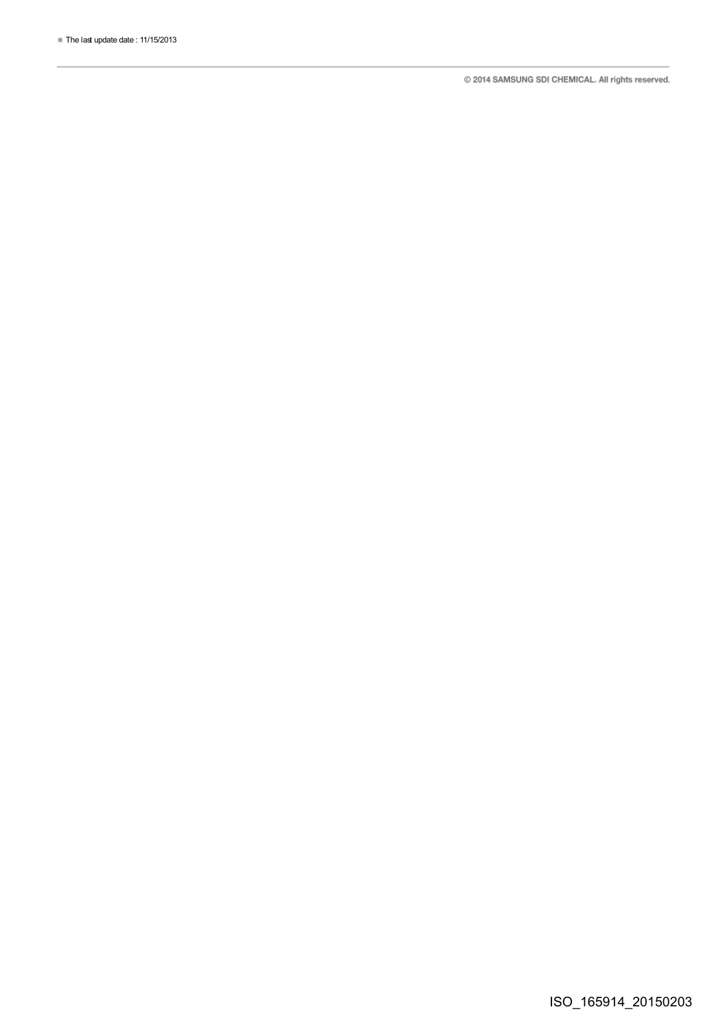※ The last update date : 11/15/2013

© 2014 SAMSUNG SDI CHEMICAL. All rights reserved.

ISO_165914_20150203